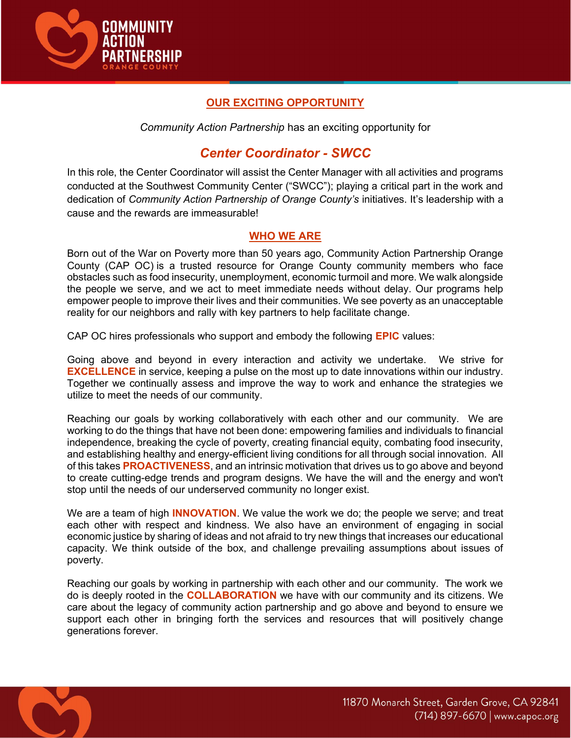## OUR EXCITING OPPORTUNITY

*Community Action Partnership* has an exciting opportunity for

# *Center Coordinator - SWCC*

In this role, the Center Coordinator will assist the Center Manager with all activities and programs conducted at the Southwest Community Center ("SWCC"); playing a critical part in the work and dedication of *Community Action Partnership of Orange County's* initiatives. It's leadership with a cause and the rewards are immeasurable!

## WHO WE ARE

Born out of the War on Poverty more than 50 years ago, Community Action Partnership Orange County (CAP OC) is a trusted resource for Orange County community members who face obstacles such as food insecurity, unemployment, economic turmoil and more. We walk alongside the people we serve, and we act to meet immediate needs without delay. Our programs help empower people to improve their lives and their communities. We see poverty as an unacceptable reality for our neighbors and rally with key partners to help facilitate change.

CAP OC hires professionals who support and embody the following **EPIC** values:

Going above and beyond in every interaction and activity we undertake. We strive for **EXCELLENCE** in service, keeping a pulse on the most up to date innovations within our industry. Together we continually assess and improve the way to work and enhance the strategies we utilize to meet the needs of our community.

Reaching our goals by working collaboratively with each other and our community. We are working to do the things that have not been done: empowering families and individuals to financial independence, breaking the cycle of poverty, creating financial equity, combating food insecurity, and establishing healthy and energy-efficient living conditions for all through social innovation. All of this takes **PROACTIVENESS**, and an intrinsic motivation that drives us to go above and beyond to create cutting-edge trends and program designs. We have the will and the energy and won't stop until the needs of our underserved community no longer exist.

We are a team of high **INNOVATION**. We value the work we do; the people we serve; and treat each other with respect and kindness. We also have an environment of engaging in social economic justice by sharing of ideas and not afraid to try new things that increases our educational capacity. We think outside of the box, and challenge prevailing assumptions about issues of poverty.

Reaching our goals by working in partnership with each other and our community. The work we do is deeply rooted in the **COLLABORATION** we have with our community and its citizens. We care about the legacy of community action partnership and go above and beyond to ensure we support each other in bringing forth the services and resources that will positively change generations forever.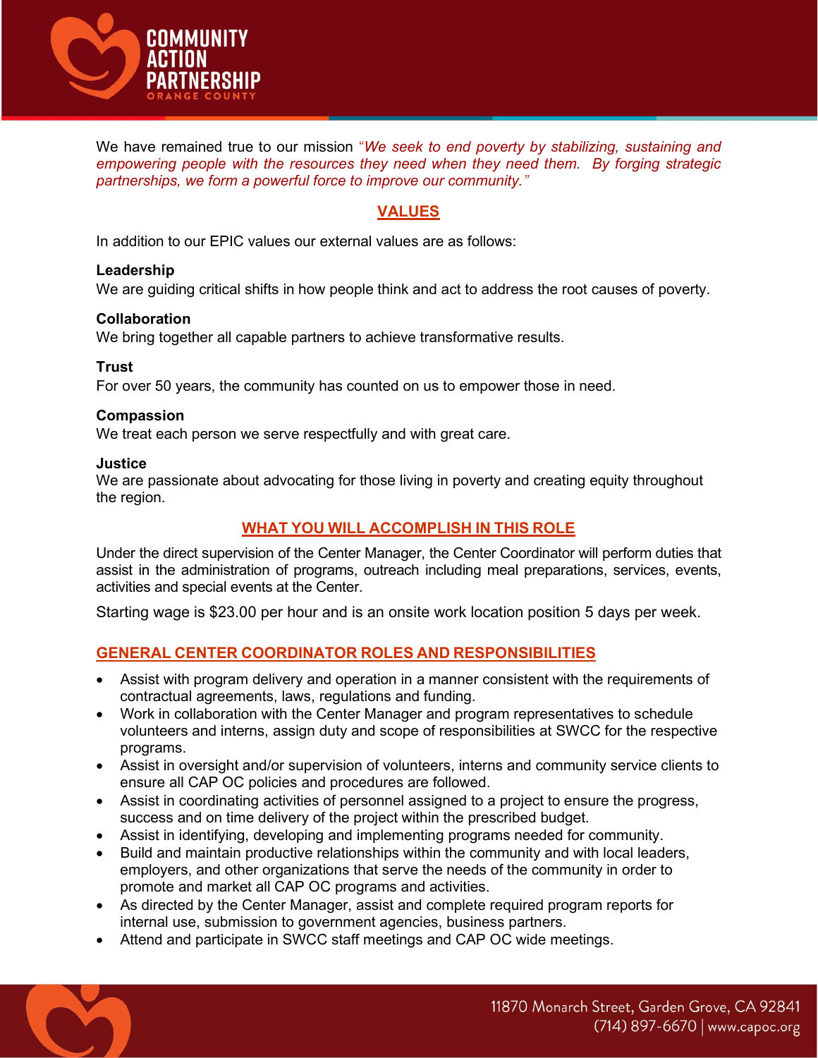We have remained true to our mission *"We seek to end poverty by stabilizing, sustaining and empowering people with the resources they need when they need them. By forging strategic partnerships, we form a powerful force to improve our community."*

## VALUES

In addition to our EPIC values our external values are as follows:

**Leadership**
We are guiding critical shifts in how people think and act to address the root causes of poverty.

**Collaboration**
We bring together all capable partners to achieve transformative results.

**Trust**
For over 50 years, the community has counted on us to empower those in need.

**Compassion**
We treat each person we serve respectfully and with great care.

**Justice**
We are passionate about advocating for those living in poverty and creating equity throughout the region.

## WHAT YOU WILL ACCOMPLISH IN THIS ROLE

Under the direct supervision of the Center Manager, the Center Coordinator will perform duties that assist in the administration of programs, outreach including meal preparations, services, events, activities and special events at the Center.

Starting wage is $23.00 per hour and is an onsite work location position 5 days per week.

## GENERAL CENTER COORDINATOR ROLES AND RESPONSIBILITIES

- Assist with program delivery and operation in a manner consistent with the requirements of contractual agreements, laws, regulations and funding.
- Work in collaboration with the Center Manager and program representatives to schedule volunteers and interns, assign duty and scope of responsibilities at SWCC for the respective programs.
- Assist in oversight and/or supervision of volunteers, interns and community service clients to ensure all CAP OC policies and procedures are followed.
- Assist in coordinating activities of personnel assigned to a project to ensure the progress, success and on time delivery of the project within the prescribed budget.
- Assist in identifying, developing and implementing programs needed for community.
- Build and maintain productive relationships within the community and with local leaders, employers, and other organizations that serve the needs of the community in order to promote and market all CAP OC programs and activities.
- As directed by the Center Manager, assist and complete required program reports for internal use, submission to government agencies, business partners.
- Attend and participate in SWCC staff meetings and CAP OC wide meetings.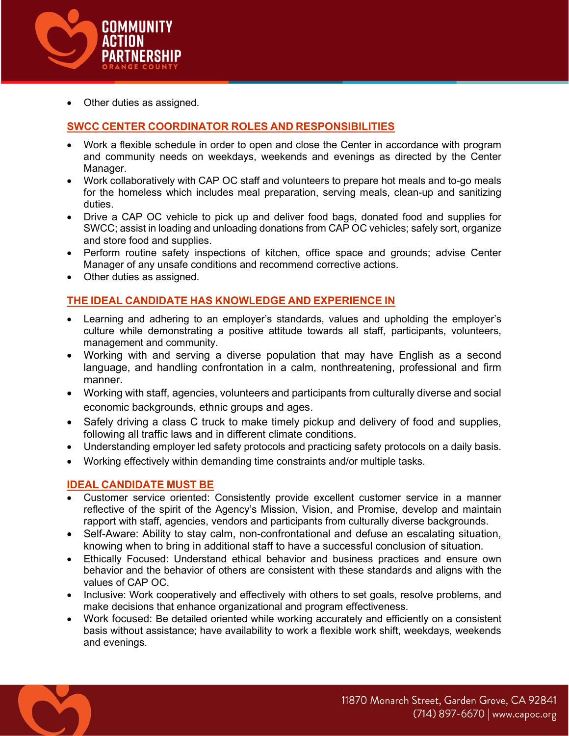- Other duties as assigned.

## SWCC CENTER COORDINATOR ROLES AND RESPONSIBILITIES

- Work a flexible schedule in order to open and close the Center in accordance with program and community needs on weekdays, weekends and evenings as directed by the Center Manager.
- Work collaboratively with CAP OC staff and volunteers to prepare hot meals and to-go meals for the homeless which includes meal preparation, serving meals, clean-up and sanitizing duties.
- Drive a CAP OC vehicle to pick up and deliver food bags, donated food and supplies for SWCC; assist in loading and unloading donations from CAP OC vehicles; safely sort, organize and store food and supplies.
- Perform routine safety inspections of kitchen, office space and grounds; advise Center Manager of any unsafe conditions and recommend corrective actions.
- Other duties as assigned.

## THE IDEAL CANDIDATE HAS KNOWLEDGE AND EXPERIENCE IN

- Learning and adhering to an employer's standards, values and upholding the employer's culture while demonstrating a positive attitude towards all staff, participants, volunteers, management and community.
- Working with and serving a diverse population that may have English as a second language, and handling confrontation in a calm, nonthreatening, professional and firm manner.
- Working with staff, agencies, volunteers and participants from culturally diverse and social economic backgrounds, ethnic groups and ages.
- Safely driving a class C truck to make timely pickup and delivery of food and supplies, following all traffic laws and in different climate conditions.
- Understanding employer led safety protocols and practicing safety protocols on a daily basis.
- Working effectively within demanding time constraints and/or multiple tasks.

## IDEAL CANDIDATE MUST BE

- Customer service oriented: Consistently provide excellent customer service in a manner reflective of the spirit of the Agency's Mission, Vision, and Promise, develop and maintain rapport with staff, agencies, vendors and participants from culturally diverse backgrounds.
- Self-Aware: Ability to stay calm, non-confrontational and defuse an escalating situation, knowing when to bring in additional staff to have a successful conclusion of situation.
- Ethically Focused: Understand ethical behavior and business practices and ensure own behavior and the behavior of others are consistent with these standards and aligns with the values of CAP OC.
- Inclusive: Work cooperatively and effectively with others to set goals, resolve problems, and make decisions that enhance organizational and program effectiveness.
- Work focused: Be detailed oriented while working accurately and efficiently on a consistent basis without assistance; have availability to work a flexible work shift, weekdays, weekends and evenings.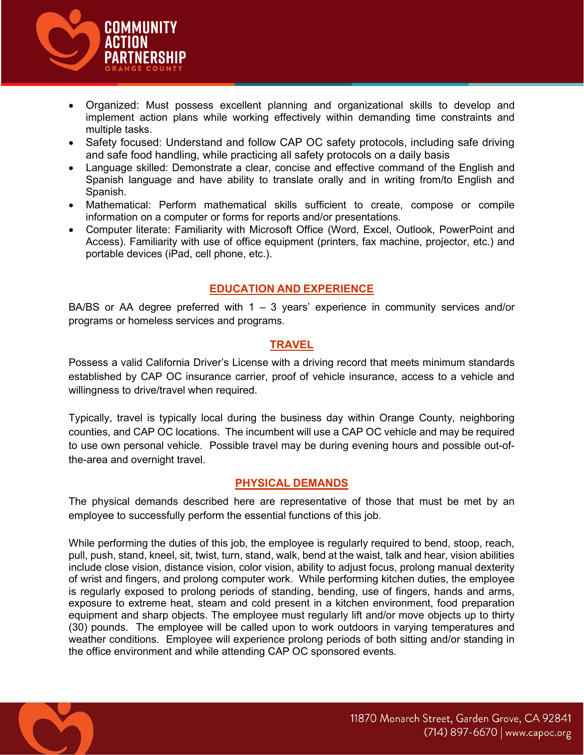- Organized: Must possess excellent planning and organizational skills to develop and implement action plans while working effectively within demanding time constraints and multiple tasks.
- Safety focused: Understand and follow CAP OC safety protocols, including safe driving and safe food handling, while practicing all safety protocols on a daily basis
- Language skilled: Demonstrate a clear, concise and effective command of the English and Spanish language and have ability to translate orally and in writing from/to English and Spanish.
- Mathematical: Perform mathematical skills sufficient to create, compose or compile information on a computer or forms for reports and/or presentations.
- Computer literate: Familiarity with Microsoft Office (Word, Excel, Outlook, PowerPoint and Access). Familiarity with use of office equipment (printers, fax machine, projector, etc.) and portable devices (iPad, cell phone, etc.).

## EDUCATION AND EXPERIENCE

BA/BS or AA degree preferred with 1 – 3 years' experience in community services and/or programs or homeless services and programs.

## TRAVEL

Possess a valid California Driver's License with a driving record that meets minimum standards established by CAP OC insurance carrier, proof of vehicle insurance, access to a vehicle and willingness to drive/travel when required.

Typically, travel is typically local during the business day within Orange County, neighboring counties, and CAP OC locations. The incumbent will use a CAP OC vehicle and may be required to use own personal vehicle. Possible travel may be during evening hours and possible out-of-the-area and overnight travel.

## PHYSICAL DEMANDS

The physical demands described here are representative of those that must be met by an employee to successfully perform the essential functions of this job.

While performing the duties of this job, the employee is regularly required to bend, stoop, reach, pull, push, stand, kneel, sit, twist, turn, stand, walk, bend at the waist, talk and hear, vision abilities include close vision, distance vision, color vision, ability to adjust focus, prolong manual dexterity of wrist and fingers, and prolong computer work. While performing kitchen duties, the employee is regularly exposed to prolong periods of standing, bending, use of fingers, hands and arms, exposure to extreme heat, steam and cold present in a kitchen environment, food preparation equipment and sharp objects. The employee must regularly lift and/or move objects up to thirty (30) pounds. The employee will be called upon to work outdoors in varying temperatures and weather conditions. Employee will experience prolong periods of both sitting and/or standing in the office environment and while attending CAP OC sponsored events.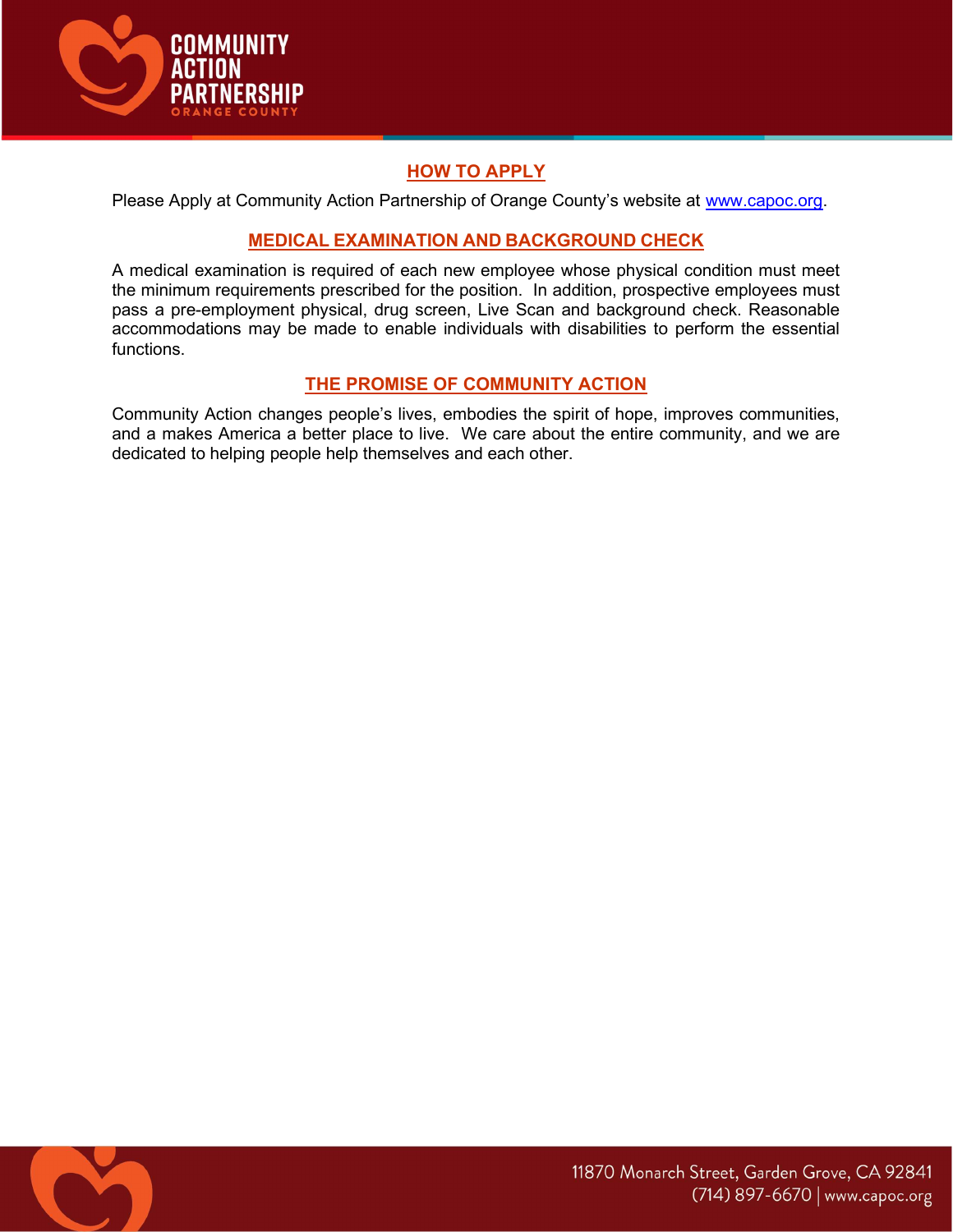## HOW TO APPLY

Please Apply at Community Action Partnership of Orange County's website at www.capoc.org.

## MEDICAL EXAMINATION AND BACKGROUND CHECK

A medical examination is required of each new employee whose physical condition must meet the minimum requirements prescribed for the position. In addition, prospective employees must pass a pre-employment physical, drug screen, Live Scan and background check. Reasonable accommodations may be made to enable individuals with disabilities to perform the essential functions.

## THE PROMISE OF COMMUNITY ACTION

Community Action changes people's lives, embodies the spirit of hope, improves communities, and a makes America a better place to live. We care about the entire community, and we are dedicated to helping people help themselves and each other.